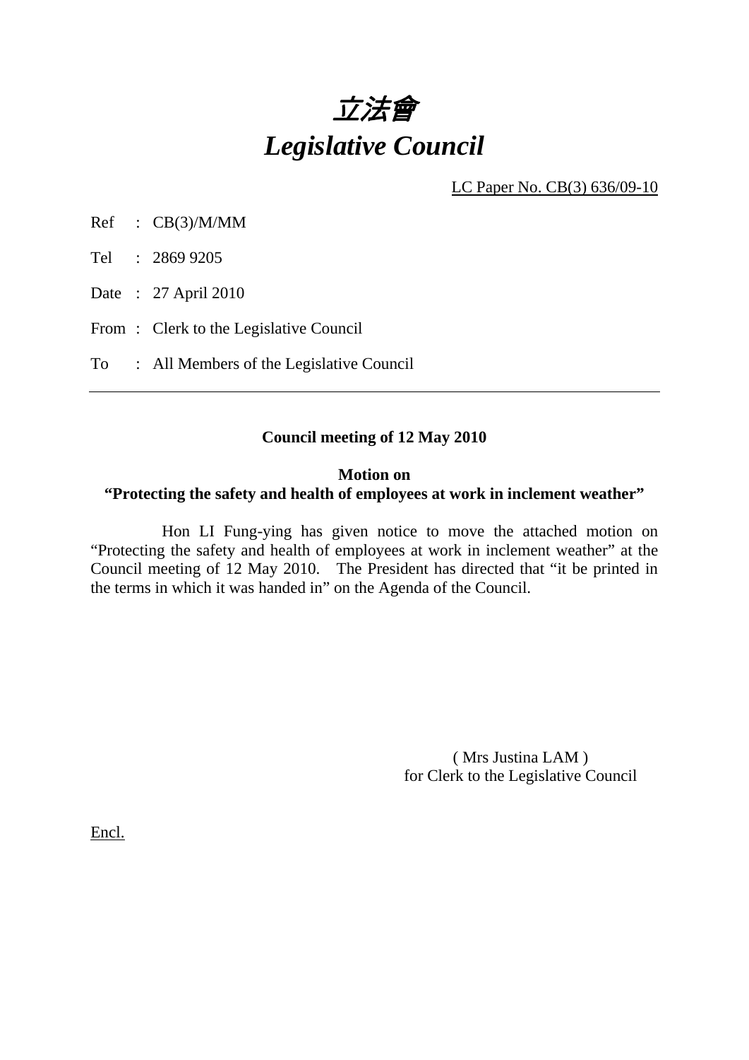# *立法會*
# *Legislative Council*

LC Paper No. CB(3) 636/09-10

Ref : CB(3)/M/MM

Tel : 2869 9205

Date : 27 April 2010

From : Clerk to the Legislative Council

To : All Members of the Legislative Council

---

**Council meeting of 12 May 2010**

**Motion on**
**"Protecting the safety and health of employees at work in inclement weather"**

Hon LI Fung-ying has given notice to move the attached motion on "Protecting the safety and health of employees at work in inclement weather" at the Council meeting of 12 May 2010. The President has directed that "it be printed in the terms in which it was handed in" on the Agenda of the Council.

( Mrs Justina LAM )
for Clerk to the Legislative Council

Encl.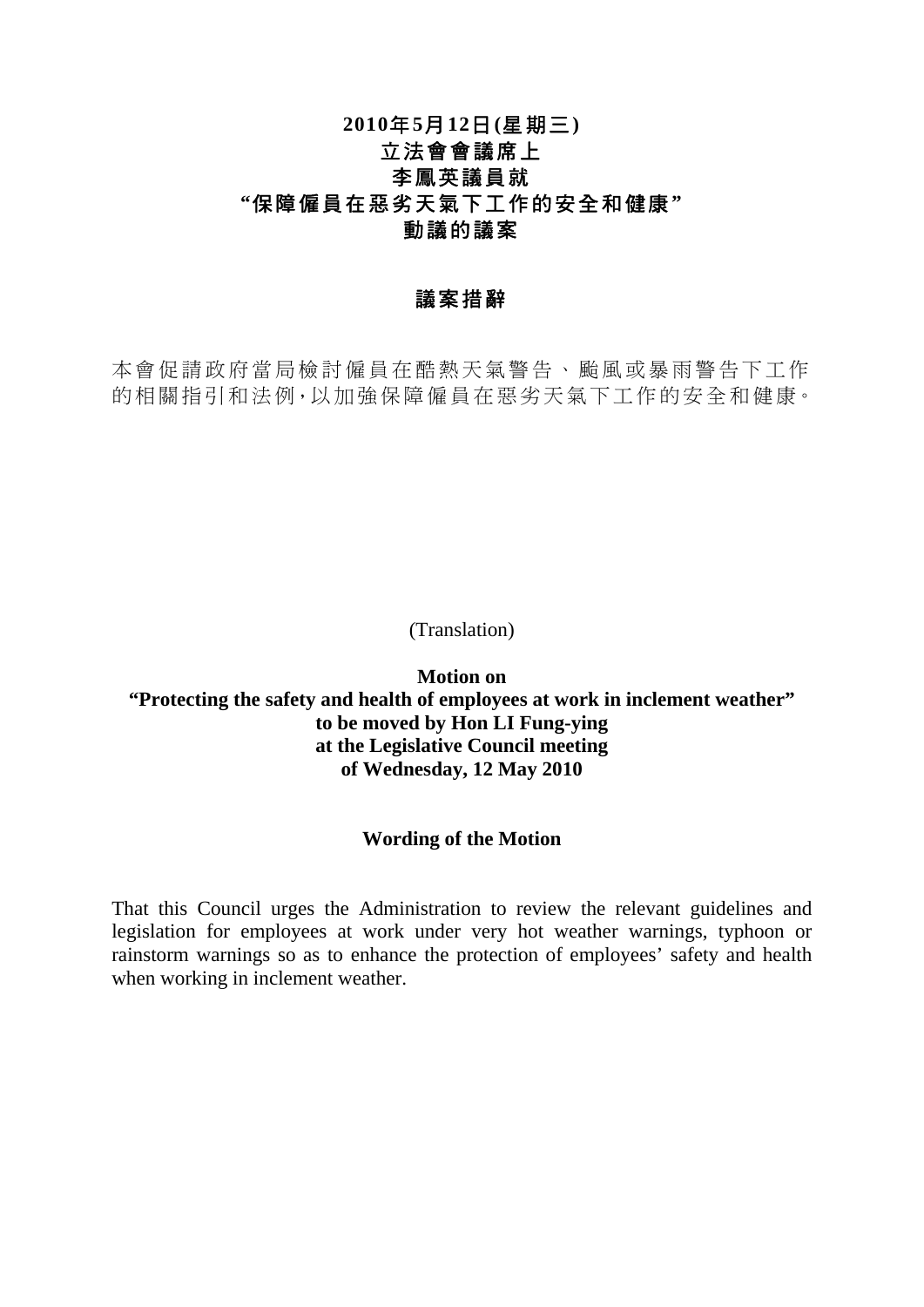**2010年5月12日(星期三)**
**立法會會議席上**
**李鳳英議員就**
**"保障僱員在惡劣天氣下工作的安全和健康"**
**動議的議案**

**議案措辭**

本會促請政府當局檢討僱員在酷熱天氣警告、颱風或暴雨警告下工作的相關指引和法例，以加強保障僱員在惡劣天氣下工作的安全和健康。

(Translation)

**Motion on**
**"Protecting the safety and health of employees at work in inclement weather"**
**to be moved by Hon LI Fung-ying**
**at the Legislative Council meeting**
**of Wednesday, 12 May 2010**

**Wording of the Motion**

That this Council urges the Administration to review the relevant guidelines and legislation for employees at work under very hot weather warnings, typhoon or rainstorm warnings so as to enhance the protection of employees' safety and health when working in inclement weather.